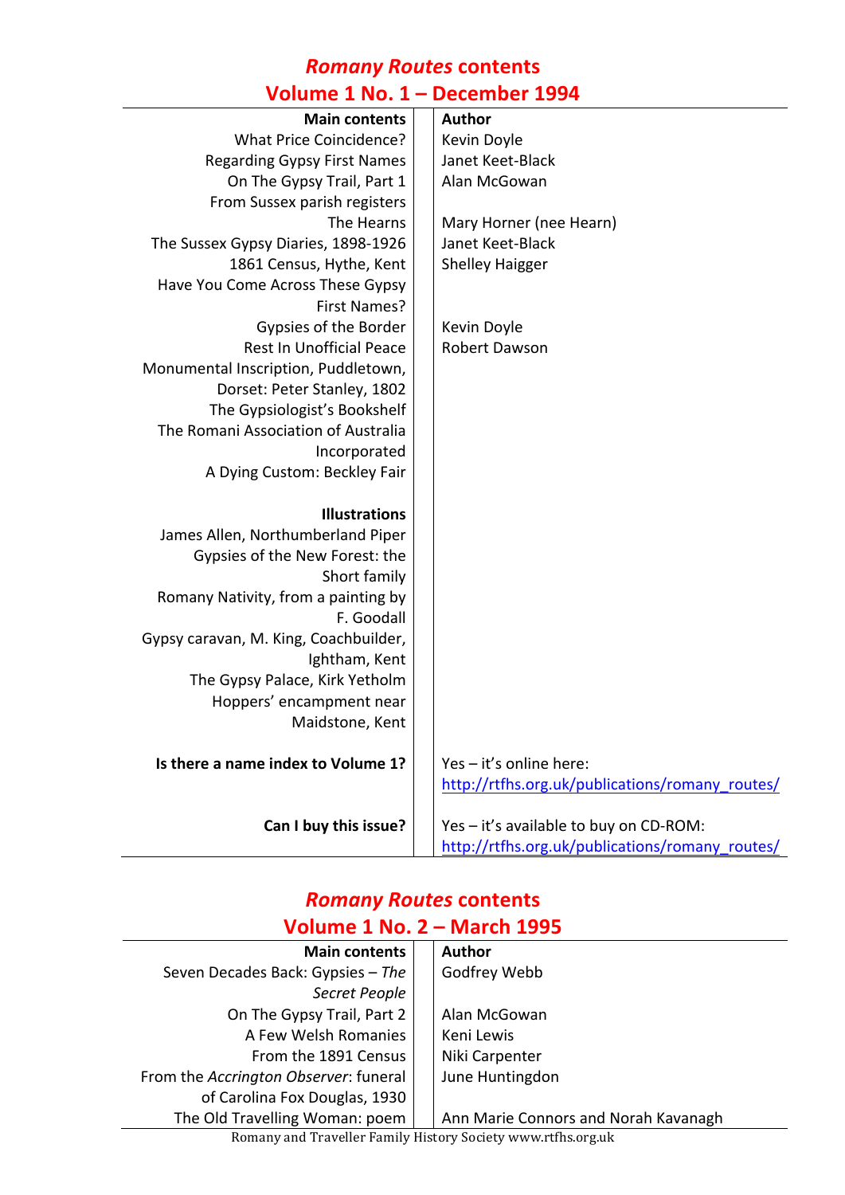# *Romany Routes* contents

## Volume 1 No. 1 – December 1994

| Main contents | Author |
|---|---|
| What Price Coincidence? | Kevin Doyle |
| Regarding Gypsy First Names | Janet Keet-Black |
| On The Gypsy Trail, Part 1 | Alan McGowan |
| From Sussex parish registers | |
| The Hearns | Mary Horner (nee Hearn) |
| The Sussex Gypsy Diaries, 1898-1926 | Janet Keet-Black |
| 1861 Census, Hythe, Kent | Shelley Haigger |
| Have You Come Across These Gypsy First Names? | |
| Gypsies of the Border | Kevin Doyle |
| Rest In Unofficial Peace | Robert Dawson |
| Monumental Inscription, Puddletown, Dorset: Peter Stanley, 1802 | |
| The Gypsiologist's Bookshelf | |
| The Romani Association of Australia Incorporated | |
| A Dying Custom: Beckley Fair | |
| **Illustrations** | |
| James Allen, Northumberland Piper | |
| Gypsies of the New Forest: the Short family | |
| Romany Nativity, from a painting by F. Goodall | |
| Gypsy caravan, M. King, Coachbuilder, Ightham, Kent | |
| The Gypsy Palace, Kirk Yetholm | |
| Hoppers' encampment near Maidstone, Kent | |
| **Is there a name index to Volume 1?** | Yes – it's online here: http://rtfhs.org.uk/publications/romany_routes/ |
| **Can I buy this issue?** | Yes – it's available to buy on CD-ROM: http://rtfhs.org.uk/publications/romany_routes/ |

# *Romany Routes* contents

## Volume 1 No. 2 – March 1995

| Main contents | Author |
|---|---|
| Seven Decades Back: Gypsies – *The Secret People* | Godfrey Webb |
| On The Gypsy Trail, Part 2 | Alan McGowan |
| A Few Welsh Romanies | Keni Lewis |
| From the 1891 Census | Niki Carpenter |
| From the *Accrington Observer*: funeral of Carolina Fox Douglas, 1930 | June Huntingdon |
| The Old Travelling Woman: poem | Ann Marie Connors and Norah Kavanagh |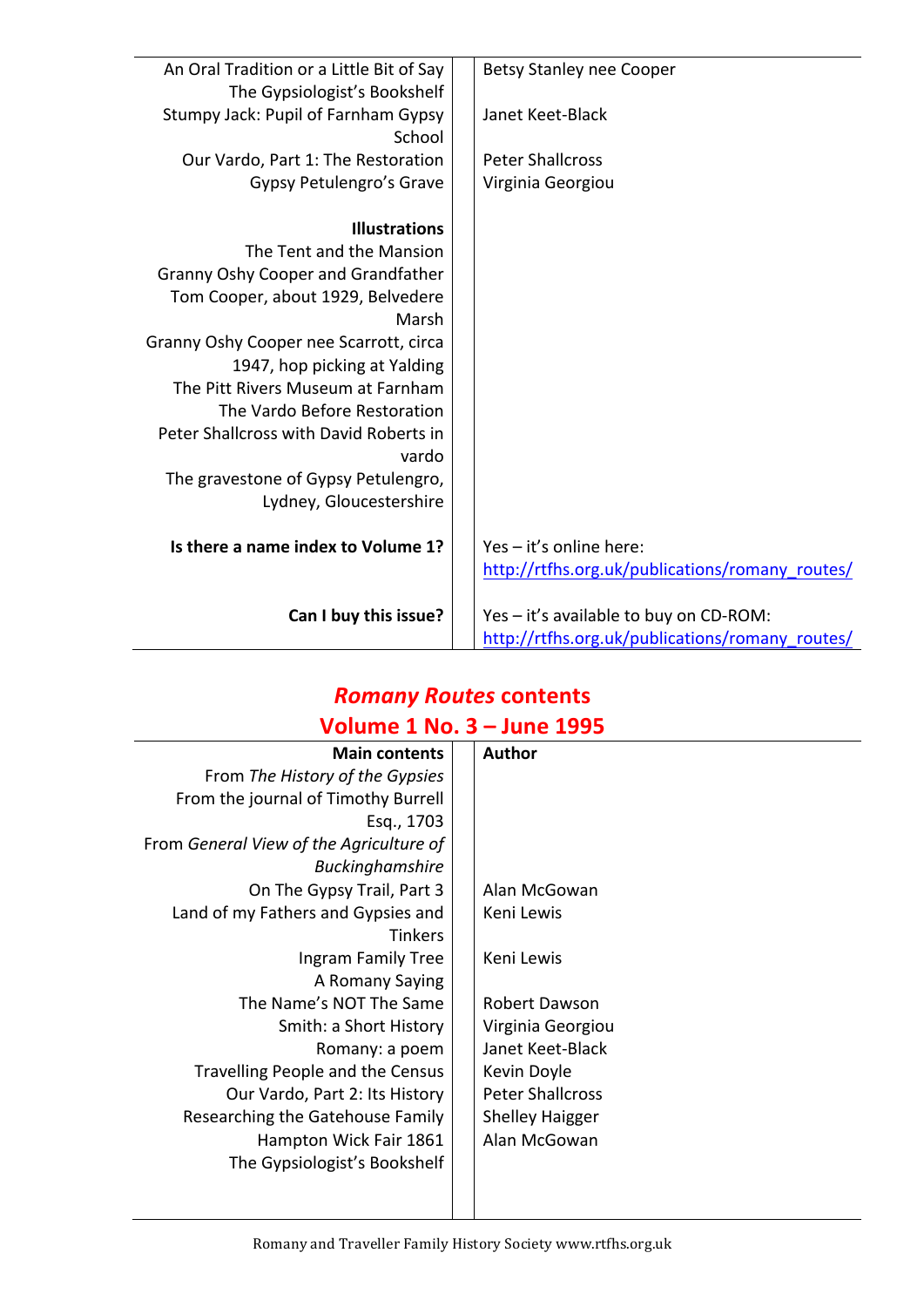| | |
|---|---|
| An Oral Tradition or a Little Bit of Say | Betsy Stanley nee Cooper |
| The Gypsiologist's Bookshelf | |
| Stumpy Jack: Pupil of Farnham Gypsy School | Janet Keet-Black |
| Our Vardo, Part 1: The Restoration | Peter Shallcross |
| Gypsy Petulengro's Grave | Virginia Georgiou |
| **Illustrations** | |
| The Tent and the Mansion | |
| Granny Oshy Cooper and Grandfather Tom Cooper, about 1929, Belvedere Marsh | |
| Granny Oshy Cooper nee Scarrott, circa 1947, hop picking at Yalding | |
| The Pitt Rivers Museum at Farnham | |
| The Vardo Before Restoration | |
| Peter Shallcross with David Roberts in vardo | |
| The gravestone of Gypsy Petulengro, Lydney, Gloucestershire | |
| **Is there a name index to Volume 1?** | Yes – it's online here: http://rtfhs.org.uk/publications/romany_routes/ |
| **Can I buy this issue?** | Yes – it's available to buy on CD-ROM: http://rtfhs.org.uk/publications/romany_routes/ |

## *Romany Routes* contents
## Volume 1 No. 3 – June 1995

| Main contents | Author |
|---|---|
| From *The History of the Gypsies* | |
| From the journal of Timothy Burrell Esq., 1703 | |
| From *General View of the Agriculture of Buckinghamshire* | |
| On The Gypsy Trail, Part 3 | Alan McGowan |
| Land of my Fathers and Gypsies and Tinkers | Keni Lewis |
| Ingram Family Tree | Keni Lewis |
| A Romany Saying | |
| The Name's NOT The Same | Robert Dawson |
| Smith: a Short History | Virginia Georgiou |
| Romany: a poem | Janet Keet-Black |
| Travelling People and the Census | Kevin Doyle |
| Our Vardo, Part 2: Its History | Peter Shallcross |
| Researching the Gatehouse Family | Shelley Haigger |
| Hampton Wick Fair 1861 | Alan McGowan |
| The Gypsiologist's Bookshelf | |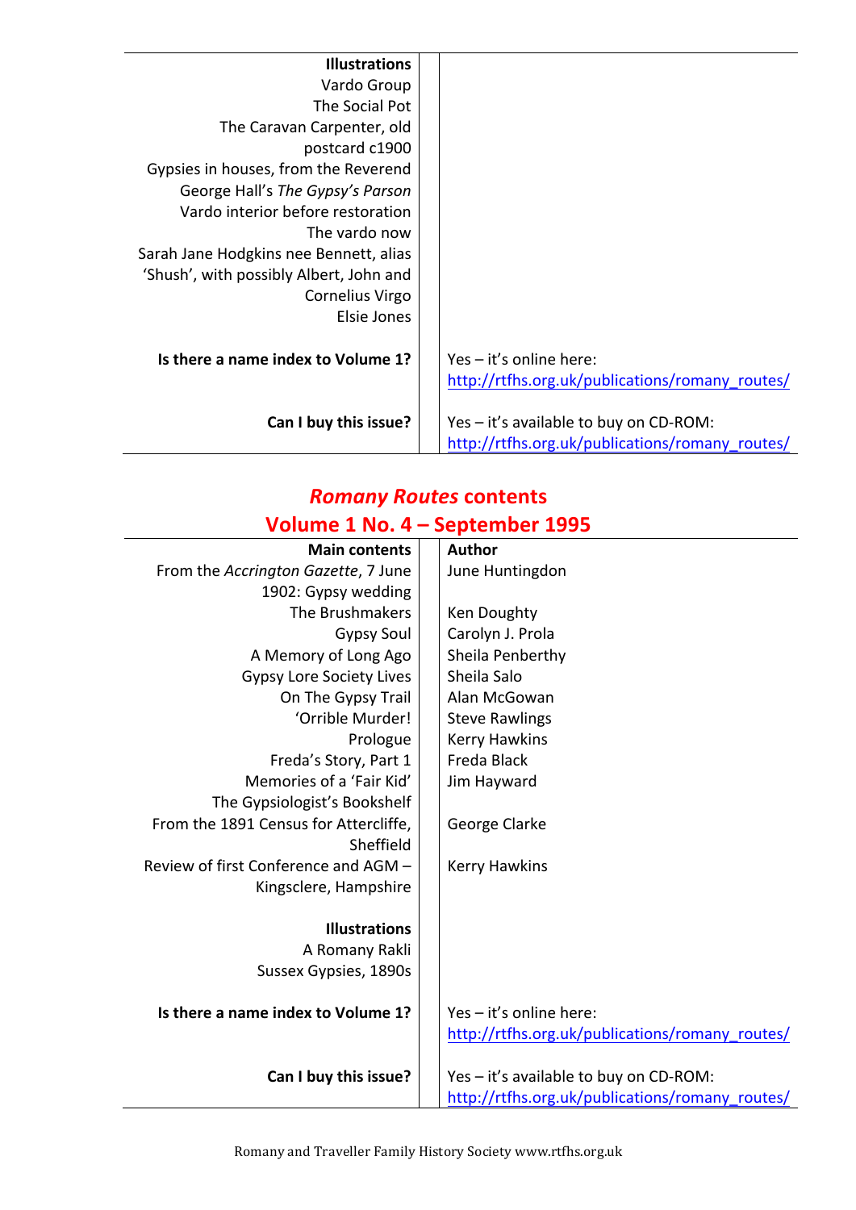| | |
|---|---|
| **Illustrations** | |
| Vardo Group | |
| The Social Pot | |
| The Caravan Carpenter, old postcard c1900 | |
| Gypsies in houses, from the Reverend George Hall's *The Gypsy's Parson* | |
| Vardo interior before restoration | |
| The vardo now | |
| Sarah Jane Hodgkins nee Bennett, alias 'Shush', with possibly Albert, John and Cornelius Virgo | |
| Elsie Jones | |
| **Is there a name index to Volume 1?** | Yes – it's online here: http://rtfhs.org.uk/publications/romany_routes/ |
| **Can I buy this issue?** | Yes – it's available to buy on CD-ROM: http://rtfhs.org.uk/publications/romany_routes/ |

## *Romany Routes* contents
## Volume 1 No. 4 – September 1995

| **Main contents** | **Author** |
|---|---|
| From the *Accrington Gazette*, 7 June 1902: Gypsy wedding | June Huntingdon |
| The Brushmakers | Ken Doughty |
| Gypsy Soul | Carolyn J. Prola |
| A Memory of Long Ago | Sheila Penberthy |
| Gypsy Lore Society Lives | Sheila Salo |
| On The Gypsy Trail | Alan McGowan |
| 'Orrible Murder! | Steve Rawlings |
| Prologue | Kerry Hawkins |
| Freda's Story, Part 1 | Freda Black |
| Memories of a 'Fair Kid' | Jim Hayward |
| The Gypsiologist's Bookshelf | |
| From the 1891 Census for Attercliffe, Sheffield | George Clarke |
| Review of first Conference and AGM – Kingsclere, Hampshire | Kerry Hawkins |
| **Illustrations** | |
| A Romany Rakli | |
| Sussex Gypsies, 1890s | |
| **Is there a name index to Volume 1?** | Yes – it's online here: http://rtfhs.org.uk/publications/romany_routes/ |
| **Can I buy this issue?** | Yes – it's available to buy on CD-ROM: http://rtfhs.org.uk/publications/romany_routes/ |